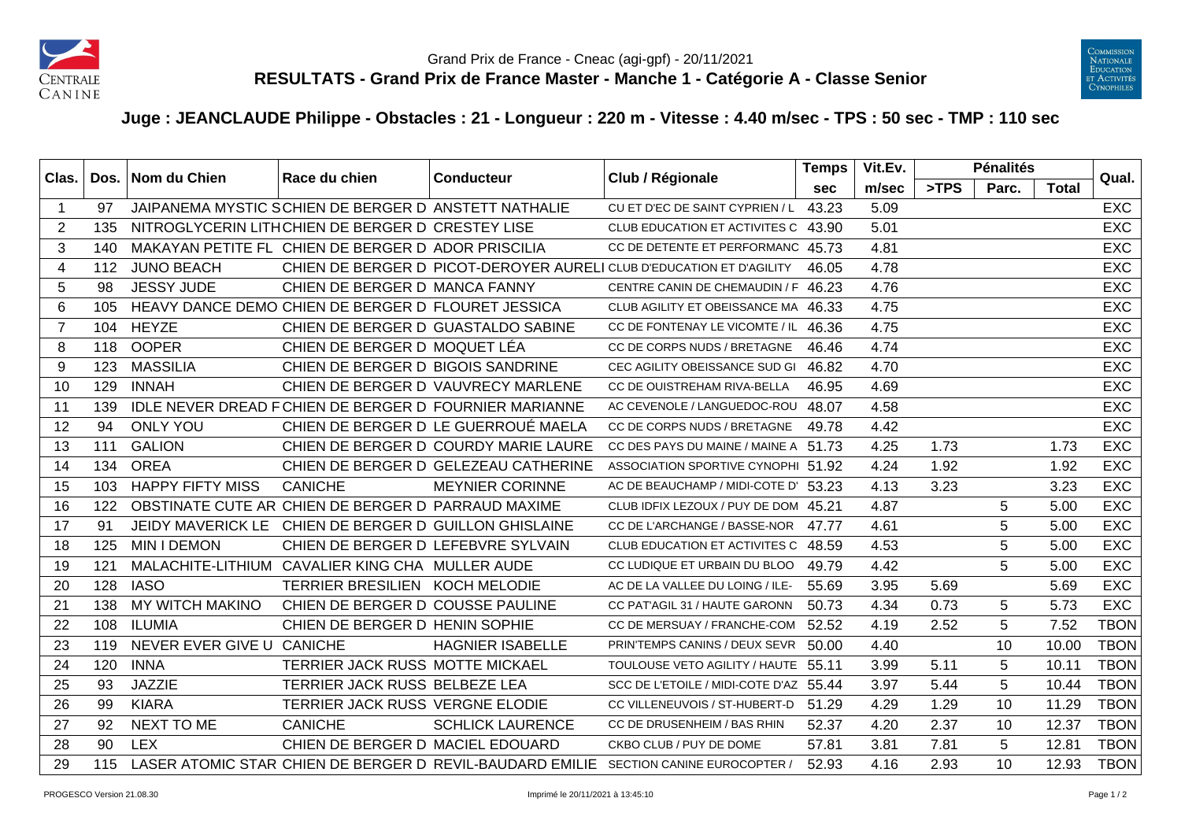Grand Prix de France - Cneac (agi-gpf) - 20/11/2021

# RESULTATS - Grand Prix de France Master - Manche 1 - Catégorie A - Classe Senior

## Juge : JEANCLAUDE Philippe - Obstacles : 21 - Longueur : 220 m - Vitesse : 4.40 m/sec - TPS : 50 sec - TMP : 110 sec

| Clas. | Dos. | Nom du Chien | Race du chien | Conducteur | Club / Régionale | Temps | Vit.Ev. | Pénalités | | | Qual. |
|---|---|---|---|---|---|---|---|---|---|---|---|
| | | | | | | sec | m/sec | >TPS | Parc. | Total | |
| 1 | 97 | JAIPANEMA MYSTIC S | CHIEN DE BERGER D | ANSTETT NATHALIE | CU ET D'EC DE SAINT CYPRIEN / L | 43.23 | 5.09 | | | | EXC |
| 2 | 135 | NITROGLYCERIN LITH | CHIEN DE BERGER D | CRESTEY LISE | CLUB EDUCATION ET ACTIVITES C | 43.90 | 5.01 | | | | EXC |
| 3 | 140 | MAKAYAN PETITE FL | CHIEN DE BERGER D | ADOR PRISCILIA | CC DE DETENTE ET PERFORMANC | 45.73 | 4.81 | | | | EXC |
| 4 | 112 | JUNO BEACH | CHIEN DE BERGER D | PICOT-DEROYER AURELI | CLUB D'EDUCATION ET D'AGILITY | 46.05 | 4.78 | | | | EXC |
| 5 | 98 | JESSY JUDE | CHIEN DE BERGER D | MANCA FANNY | CENTRE CANIN DE CHEMAUDIN / F | 46.23 | 4.76 | | | | EXC |
| 6 | 105 | HEAVY DANCE DEMO | CHIEN DE BERGER D | FLOURET JESSICA | CLUB AGILITY ET OBEISSANCE MA | 46.33 | 4.75 | | | | EXC |
| 7 | 104 | HEYZE | CHIEN DE BERGER D | GUASTALDO SABINE | CC DE FONTENAY LE VICOMTE / IL | 46.36 | 4.75 | | | | EXC |
| 8 | 118 | OOPER | CHIEN DE BERGER D | MOQUET LÉA | CC DE CORPS NUDS / BRETAGNE | 46.46 | 4.74 | | | | EXC |
| 9 | 123 | MASSILIA | CHIEN DE BERGER D | BIGOIS SANDRINE | CEC AGILITY OBEISSANCE SUD GI | 46.82 | 4.70 | | | | EXC |
| 10 | 129 | INNAH | CHIEN DE BERGER D | VAUVRECY MARLENE | CC DE OUISTREHAM RIVA-BELLA | 46.95 | 4.69 | | | | EXC |
| 11 | 139 | IDLE NEVER DREAD F | CHIEN DE BERGER D | FOURNIER MARIANNE | AC CEVENOLE / LANGUEDOC-ROU | 48.07 | 4.58 | | | | EXC |
| 12 | 94 | ONLY YOU | CHIEN DE BERGER D | LE GUERROUÉ MAELA | CC DE CORPS NUDS / BRETAGNE | 49.78 | 4.42 | | | | EXC |
| 13 | 111 | GALION | CHIEN DE BERGER D | COURDY MARIE LAURE | CC DES PAYS DU MAINE / MAINE A | 51.73 | 4.25 | 1.73 | | 1.73 | EXC |
| 14 | 134 | OREA | CHIEN DE BERGER D | GELEZEAU CATHERINE | ASSOCIATION SPORTIVE CYNOPHI | 51.92 | 4.24 | 1.92 | | 1.92 | EXC |
| 15 | 103 | HAPPY FIFTY MISS | CANICHE | MEYNIER CORINNE | AC DE BEAUCHAMP / MIDI-COTE D' | 53.23 | 4.13 | 3.23 | | 3.23 | EXC |
| 16 | 122 | OBSTINATE CUTE AR | CHIEN DE BERGER D | PARRAUD MAXIME | CLUB IDFIX LEZOUX / PUY DE DOM | 45.21 | 4.87 | | 5 | 5.00 | EXC |
| 17 | 91 | JEIDY MAVERICK LE | CHIEN DE BERGER D | GUILLON GHISLAINE | CC DE L'ARCHANGE / BASSE-NOR | 47.77 | 4.61 | | 5 | 5.00 | EXC |
| 18 | 125 | MIN I DEMON | CHIEN DE BERGER D | LEFEBVRE SYLVAIN | CLUB EDUCATION ET ACTIVITES C | 48.59 | 4.53 | | 5 | 5.00 | EXC |
| 19 | 121 | MALACHITE-LITHIUM | CAVALIER KING CHA | MULLER AUDE | CC LUDIQUE ET URBAIN DU BLOO | 49.79 | 4.42 | | 5 | 5.00 | EXC |
| 20 | 128 | IASO | TERRIER BRESILIEN | KOCH MELODIE | AC DE LA VALLEE DU LOING / ILE- | 55.69 | 3.95 | 5.69 | | 5.69 | EXC |
| 21 | 138 | MY WITCH MAKINO | CHIEN DE BERGER D | COUSSE PAULINE | CC PAT'AGIL 31 / HAUTE GARONN | 50.73 | 4.34 | 0.73 | 5 | 5.73 | EXC |
| 22 | 108 | ILUMIA | CHIEN DE BERGER D | HENIN SOPHIE | CC DE MERSUAY / FRANCHE-COM | 52.52 | 4.19 | 2.52 | 5 | 7.52 | TBON |
| 23 | 119 | NEVER EVER GIVE U | CANICHE | HAGNIER ISABELLE | PRIN'TEMPS CANINS / DEUX SEVR | 50.00 | 4.40 | | 10 | 10.00 | TBON |
| 24 | 120 | INNA | TERRIER JACK RUSS | MOTTE MICKAEL | TOULOUSE VETO AGILITY / HAUTE | 55.11 | 3.99 | 5.11 | 5 | 10.11 | TBON |
| 25 | 93 | JAZZIE | TERRIER JACK RUSS | BELBEZE LEA | SCC DE L'ETOILE / MIDI-COTE D'AZ | 55.44 | 3.97 | 5.44 | 5 | 10.44 | TBON |
| 26 | 99 | KIARA | TERRIER JACK RUSS | VERGNE ELODIE | CC VILLENEUVOIS / ST-HUBERT-D | 51.29 | 4.29 | 1.29 | 10 | 11.29 | TBON |
| 27 | 92 | NEXT TO ME | CANICHE | SCHLICK LAURENCE | CC DE DRUSENHEIM / BAS RHIN | 52.37 | 4.20 | 2.37 | 10 | 12.37 | TBON |
| 28 | 90 | LEX | CHIEN DE BERGER D | MACIEL EDOUARD | CKBO CLUB / PUY DE DOME | 57.81 | 3.81 | 7.81 | 5 | 12.81 | TBON |
| 29 | 115 | LASER ATOMIC STAR | CHIEN DE BERGER D | REVIL-BAUDARD EMILIE | SECTION CANINE EUROCOPTER / | 52.93 | 4.16 | 2.93 | 10 | 12.93 | TBON |

PROGESCO Version 21.08.30 — Imprimé le 20/11/2021 à 13:45:10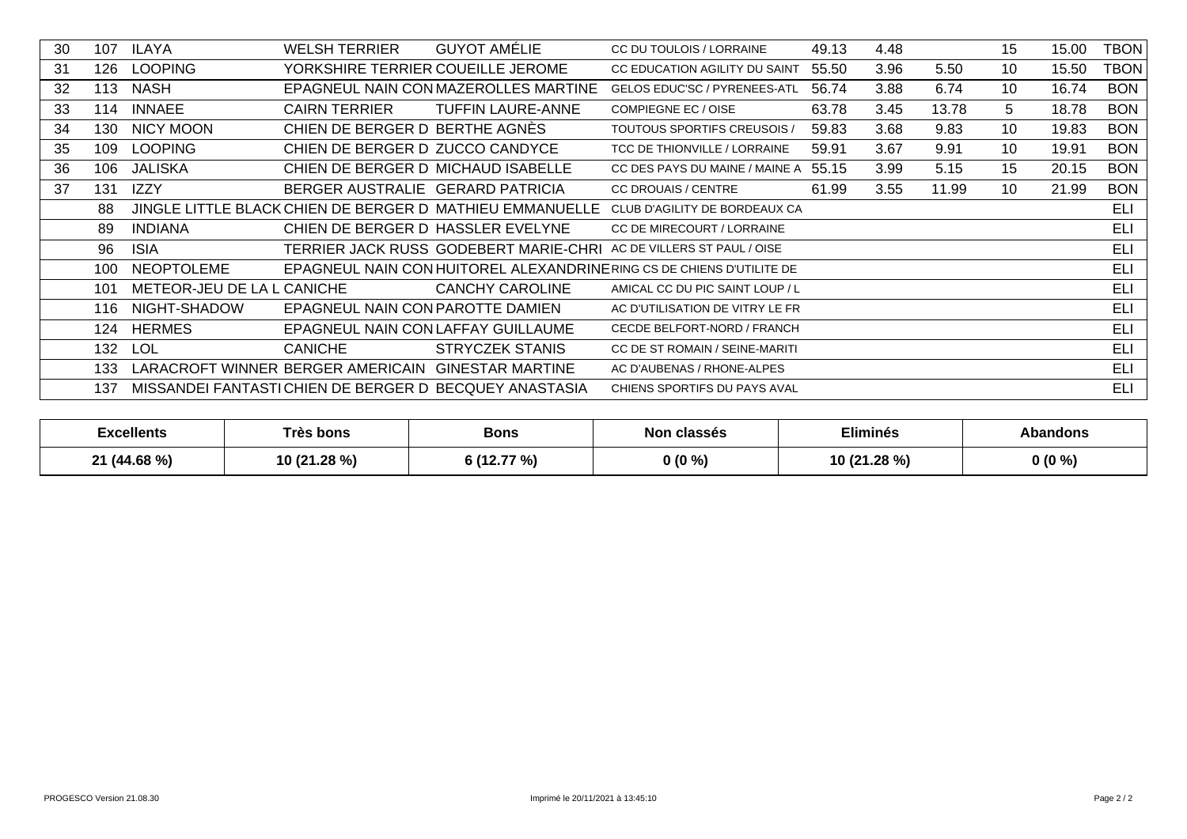| | | | | | | | | | | | | |
|---|---|---|---|---|---|---|---|---|---|---|---|---|
| 30 | 107 | ILAYA | WELSH TERRIER | GUYOT AMÉLIE | CC DU TOULOIS / LORRAINE | 49.13 | 4.48 | | 15 | 15.00 | TBON |
| 31 | 126 | LOOPING | YORKSHIRE TERRIER | COUEILLE JEROME | CC EDUCATION AGILITY DU SAINT | 55.50 | 3.96 | 5.50 | 10 | 15.50 | TBON |
| 32 | 113 | NASH | EPAGNEUL NAIN CON | MAZEROLLES MARTINE | GELOS EDUC'SC / PYRENEES-ATL | 56.74 | 3.88 | 6.74 | 10 | 16.74 | BON |
| 33 | 114 | INNAEE | CAIRN TERRIER | TUFFIN LAURE-ANNE | COMPIEGNE EC / OISE | 63.78 | 3.45 | 13.78 | 5 | 18.78 | BON |
| 34 | 130 | NICY MOON | CHIEN DE BERGER D | BERTHE AGNÈS | TOUTOUS SPORTIFS CREUSOIS / | 59.83 | 3.68 | 9.83 | 10 | 19.83 | BON |
| 35 | 109 | LOOPING | CHIEN DE BERGER D | ZUCCO CANDYCE | TCC DE THIONVILLE / LORRAINE | 59.91 | 3.67 | 9.91 | 10 | 19.91 | BON |
| 36 | 106 | JALISKA | CHIEN DE BERGER D | MICHAUD ISABELLE | CC DES PAYS DU MAINE / MAINE A | 55.15 | 3.99 | 5.15 | 15 | 20.15 | BON |
| 37 | 131 | IZZY | BERGER AUSTRALIE | GERARD PATRICIA | CC DROUAIS / CENTRE | 61.99 | 3.55 | 11.99 | 10 | 21.99 | BON |
| | 88 | JINGLE LITTLE BLACK | CHIEN DE BERGER D | MATHIEU EMMANUELLE | CLUB D'AGILITY DE BORDEAUX CA | | | | | | ELI |
| | 89 | INDIANA | CHIEN DE BERGER D | HASSLER EVELYNE | CC DE MIRECOURT / LORRAINE | | | | | | ELI |
| | 96 | ISIA | TERRIER JACK RUSS | GODEBERT MARIE-CHRI | AC DE VILLERS ST PAUL / OISE | | | | | | ELI |
| | 100 | NEOPTOLEME | EPAGNEUL NAIN CON | HUITOREL ALEXANDRINE | RING CS DE CHIENS D'UTILITE DE | | | | | | ELI |
| | 101 | METEOR-JEU DE LA L | CANICHE | CANCHY CAROLINE | AMICAL CC DU PIC SAINT LOUP / L | | | | | | ELI |
| | 116 | NIGHT-SHADOW | EPAGNEUL NAIN CON | PAROTTE DAMIEN | AC D'UTILISATION DE VITRY LE FR | | | | | | ELI |
| | 124 | HERMES | EPAGNEUL NAIN CON | LAFFAY GUILLAUME | CECDE BELFORT-NORD / FRANCH | | | | | | ELI |
| | 132 | LOL | CANICHE | STRYCZEK STANIS | CC DE ST ROMAIN / SEINE-MARITI | | | | | | ELI |
| | 133 | LARACROFT WINNER | BERGER AMERICAIN | GINESTAR MARTINE | AC D'AUBENAS / RHONE-ALPES | | | | | | ELI |
| | 137 | MISSANDEI FANTASTI | CHIEN DE BERGER D | BECQUEY ANASTASIA | CHIENS SPORTIFS DU PAYS AVAL | | | | | | ELI |

| Excellents | Très bons | Bons | Non classés | Eliminés | Abandons |
|---|---|---|---|---|---|
| 21 (44.68 %) | 10 (21.28 %) | 6 (12.77 %) | 0 (0 %) | 10 (21.28 %) | 0 (0 %) |

PROGESCO Version 21.08.30 — Imprimé le 20/11/2021 à 13:45:10